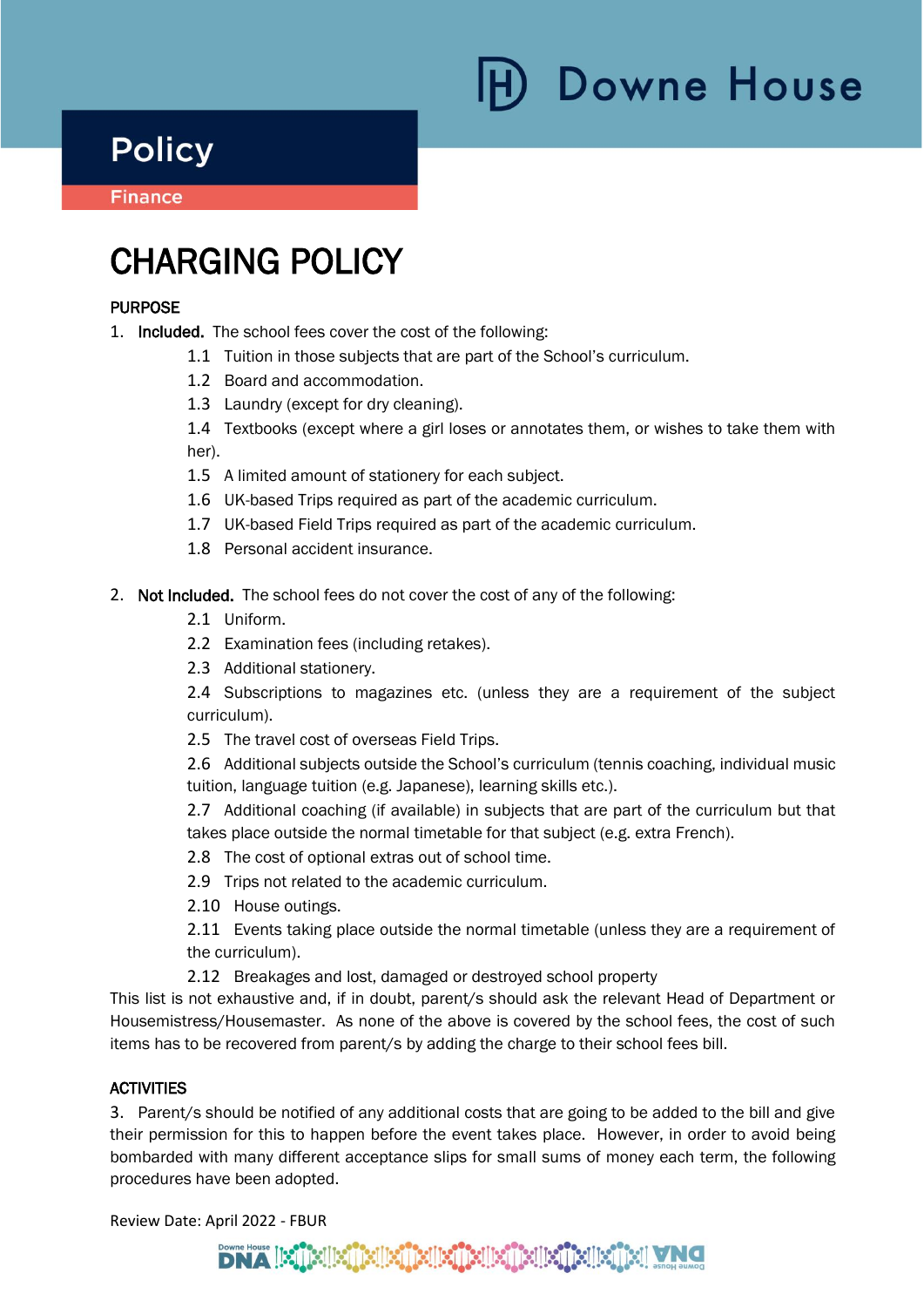Policy

Finance

# CHARGING POLICY

## PURPOSE

1. **Included.** The school fees cover the cost of the following:
   - 1.1 Tuition in those subjects that are part of the School's curriculum.
   - 1.2 Board and accommodation.
   - 1.3 Laundry (except for dry cleaning).
   - 1.4 Textbooks (except where a girl loses or annotates them, or wishes to take them with her).
   - 1.5 A limited amount of stationery for each subject.
   - 1.6 UK-based Trips required as part of the academic curriculum.
   - 1.7 UK-based Field Trips required as part of the academic curriculum.
   - 1.8 Personal accident insurance.

2. **Not Included.** The school fees do not cover the cost of any of the following:
   - 2.1 Uniform.
   - 2.2 Examination fees (including retakes).
   - 2.3 Additional stationery.
   - 2.4 Subscriptions to magazines etc. (unless they are a requirement of the subject curriculum).
   - 2.5 The travel cost of overseas Field Trips.
   - 2.6 Additional subjects outside the School's curriculum (tennis coaching, individual music tuition, language tuition (e.g. Japanese), learning skills etc.).
   - 2.7 Additional coaching (if available) in subjects that are part of the curriculum but that takes place outside the normal timetable for that subject (e.g. extra French).
   - 2.8 The cost of optional extras out of school time.
   - 2.9 Trips not related to the academic curriculum.
   - 2.10 House outings.
   - 2.11 Events taking place outside the normal timetable (unless they are a requirement of the curriculum).
   - 2.12 Breakages and lost, damaged or destroyed school property

This list is not exhaustive and, if in doubt, parent/s should ask the relevant Head of Department or Housemistress/Housemaster. As none of the above is covered by the school fees, the cost of such items has to be recovered from parent/s by adding the charge to their school fees bill.

## ACTIVITIES

3. Parent/s should be notified of any additional costs that are going to be added to the bill and give their permission for this to happen before the event takes place. However, in order to avoid being bombarded with many different acceptance slips for small sums of money each term, the following procedures have been adopted.

Review Date: April 2022 - FBUR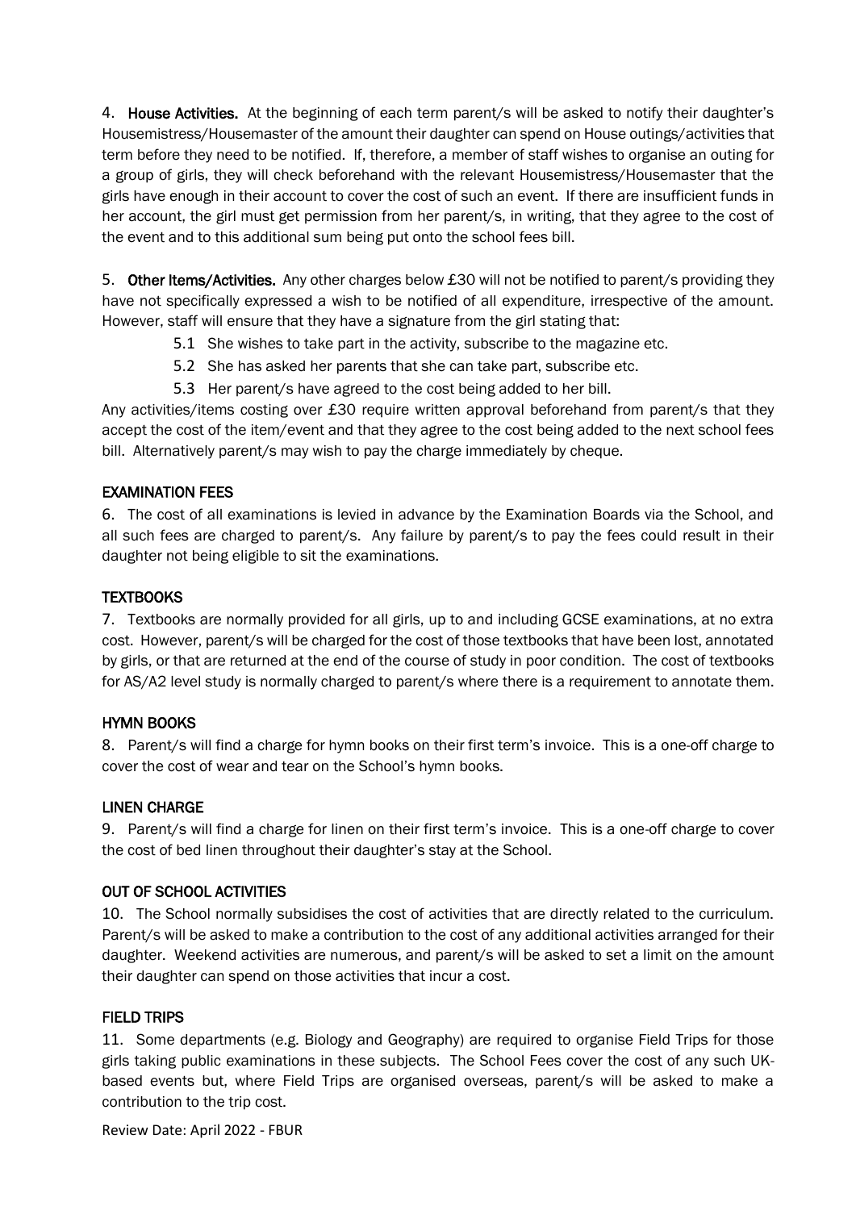4. **House Activities.** At the beginning of each term parent/s will be asked to notify their daughter's Housemistress/Housemaster of the amount their daughter can spend on House outings/activities that term before they need to be notified. If, therefore, a member of staff wishes to organise an outing for a group of girls, they will check beforehand with the relevant Housemistress/Housemaster that the girls have enough in their account to cover the cost of such an event. If there are insufficient funds in her account, the girl must get permission from her parent/s, in writing, that they agree to the cost of the event and to this additional sum being put onto the school fees bill.

5. **Other Items/Activities.** Any other charges below £30 will not be notified to parent/s providing they have not specifically expressed a wish to be notified of all expenditure, irrespective of the amount. However, staff will ensure that they have a signature from the girl stating that:

- 5.1 She wishes to take part in the activity, subscribe to the magazine etc.
- 5.2 She has asked her parents that she can take part, subscribe etc.
- 5.3 Her parent/s have agreed to the cost being added to her bill.

Any activities/items costing over £30 require written approval beforehand from parent/s that they accept the cost of the item/event and that they agree to the cost being added to the next school fees bill. Alternatively parent/s may wish to pay the charge immediately by cheque.

## EXAMINATION FEES

6. The cost of all examinations is levied in advance by the Examination Boards via the School, and all such fees are charged to parent/s. Any failure by parent/s to pay the fees could result in their daughter not being eligible to sit the examinations.

## TEXTBOOKS

7. Textbooks are normally provided for all girls, up to and including GCSE examinations, at no extra cost. However, parent/s will be charged for the cost of those textbooks that have been lost, annotated by girls, or that are returned at the end of the course of study in poor condition. The cost of textbooks for AS/A2 level study is normally charged to parent/s where there is a requirement to annotate them.

## HYMN BOOKS

8. Parent/s will find a charge for hymn books on their first term's invoice. This is a one-off charge to cover the cost of wear and tear on the School's hymn books.

## LINEN CHARGE

9. Parent/s will find a charge for linen on their first term's invoice. This is a one-off charge to cover the cost of bed linen throughout their daughter's stay at the School.

## OUT OF SCHOOL ACTIVITIES

10. The School normally subsidises the cost of activities that are directly related to the curriculum. Parent/s will be asked to make a contribution to the cost of any additional activities arranged for their daughter. Weekend activities are numerous, and parent/s will be asked to set a limit on the amount their daughter can spend on those activities that incur a cost.

## FIELD TRIPS

11. Some departments (e.g. Biology and Geography) are required to organise Field Trips for those girls taking public examinations in these subjects. The School Fees cover the cost of any such UK-based events but, where Field Trips are organised overseas, parent/s will be asked to make a contribution to the trip cost.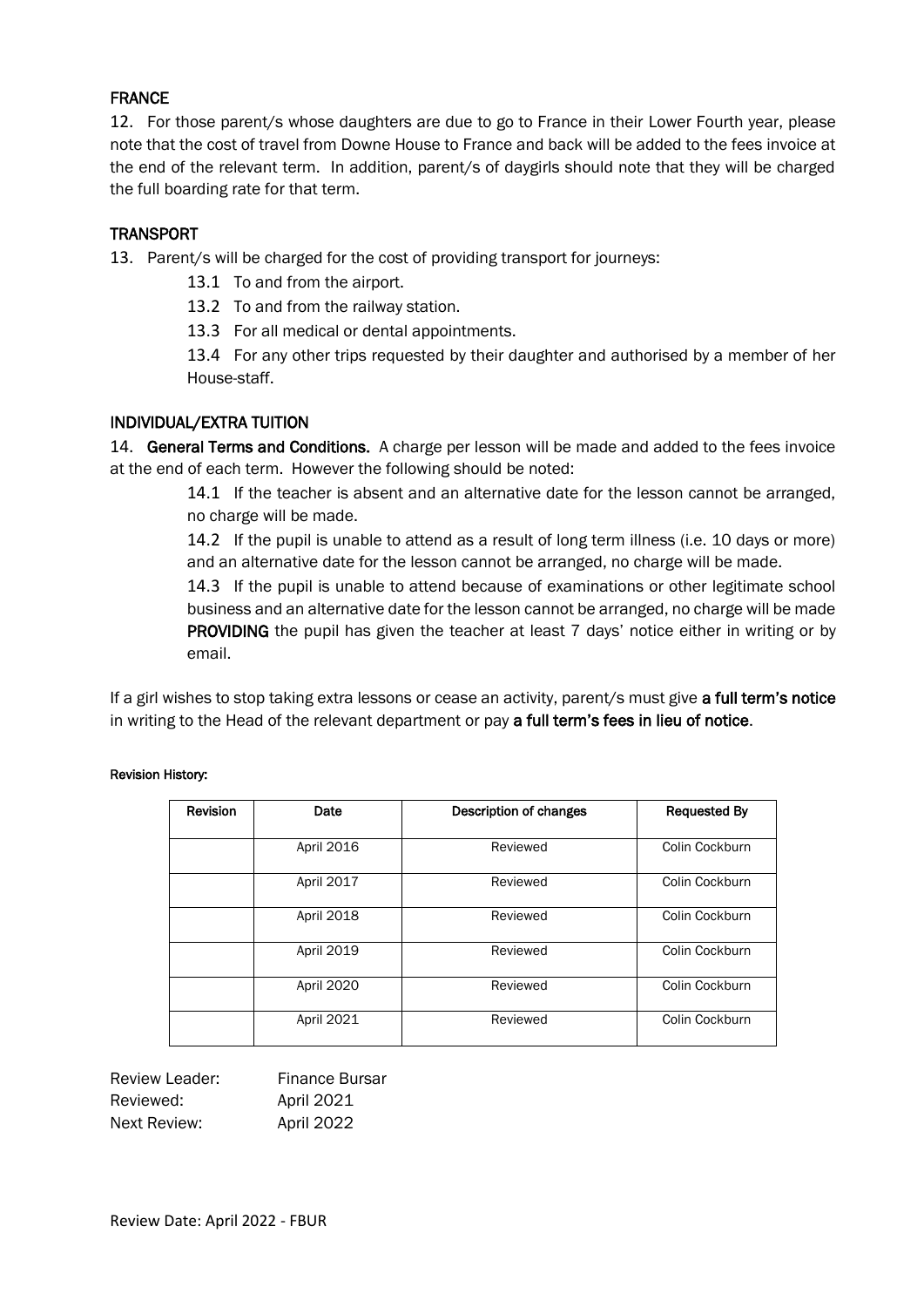## FRANCE

12. For those parent/s whose daughters are due to go to France in their Lower Fourth year, please note that the cost of travel from Downe House to France and back will be added to the fees invoice at the end of the relevant term. In addition, parent/s of daygirls should note that they will be charged the full boarding rate for that term.

## TRANSPORT

13. Parent/s will be charged for the cost of providing transport for journeys:

13.1 To and from the airport.

13.2 To and from the railway station.

13.3 For all medical or dental appointments.

13.4 For any other trips requested by their daughter and authorised by a member of her House-staff.

## INDIVIDUAL/EXTRA TUITION

14. **General Terms and Conditions.** A charge per lesson will be made and added to the fees invoice at the end of each term. However the following should be noted:

14.1 If the teacher is absent and an alternative date for the lesson cannot be arranged, no charge will be made.

14.2 If the pupil is unable to attend as a result of long term illness (i.e. 10 days or more) and an alternative date for the lesson cannot be arranged, no charge will be made.

14.3 If the pupil is unable to attend because of examinations or other legitimate school business and an alternative date for the lesson cannot be arranged, no charge will be made **PROVIDING** the pupil has given the teacher at least 7 days' notice either in writing or by email.

If a girl wishes to stop taking extra lessons or cease an activity, parent/s must give **a full term's notice** in writing to the Head of the relevant department or pay **a full term's fees in lieu of notice**.

**Revision History:**

| Revision | Date | Description of changes | Requested By |
|---|---|---|---|
| | April 2016 | Reviewed | Colin Cockburn |
| | April 2017 | Reviewed | Colin Cockburn |
| | April 2018 | Reviewed | Colin Cockburn |
| | April 2019 | Reviewed | Colin Cockburn |
| | April 2020 | Reviewed | Colin Cockburn |
| | April 2021 | Reviewed | Colin Cockburn |

Review Leader: Finance Bursar
Reviewed: April 2021
Next Review: April 2022